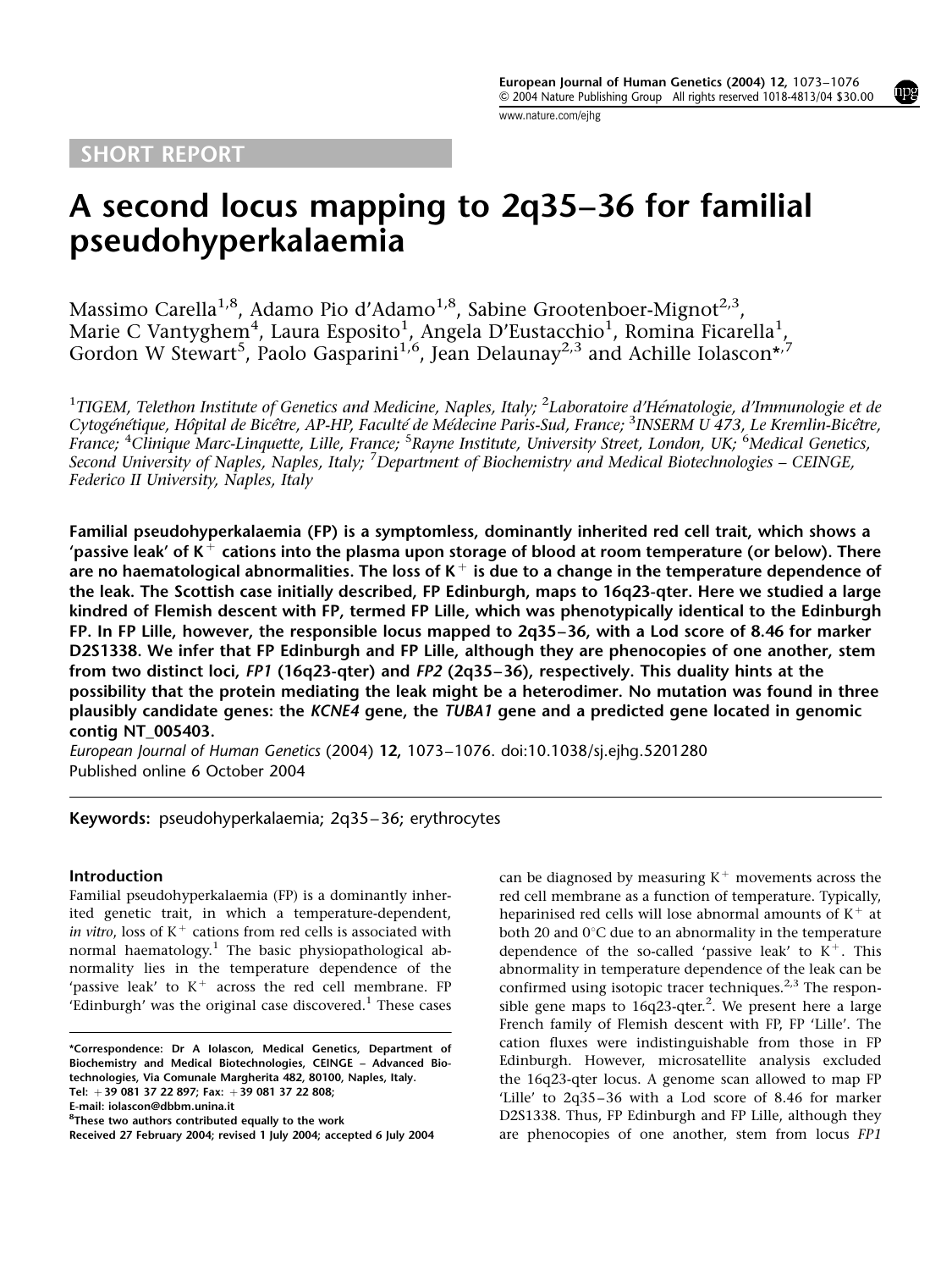SHORT REPORT

# A second locus mapping to 2q35–36 for familial pseudohyperkalaemia

Massimo Carella[1,8], Adamo Pio d'Adamo[1,8], Sabine Grootenboer-Mignot[2,3], Marie C Vantyghem[4], Laura Esposito[1], Angela D'Eustacchio[1], Romina Ficarella[1], Gordon W Stewart[5], Paolo Gasparini[1,6], Jean Delaunay[2,3] and Achille Iolascon*[,7]

[1]TIGEM, Telethon Institute of Genetics and Medicine, Naples, Italy; [2]Laboratoire d'Hématologie, d'Immunologie et de Cytogénétique, Hôpital de Bicêtre, AP-HP, Faculté de Médecine Paris-Sud, France; [3]INSERM U 473, Le Kremlin-Bicêtre, France; [4]Clinique Marc-Linquette, Lille, France; [5]Rayne Institute, University Street, London, UK; [6]Medical Genetics, Second University of Naples, Naples, Italy; [7]Department of Biochemistry and Medical Biotechnologies – CEINGE, Federico II University, Naples, Italy

**Familial pseudohyperkalaemia (FP) is a symptomless, dominantly inherited red cell trait, which shows a 'passive leak' of $K^+$ cations into the plasma upon storage of blood at room temperature (or below). There are no haematological abnormalities. The loss of $K^+$ is due to a change in the temperature dependence of the leak. The Scottish case initially described, FP Edinburgh, maps to 16q23-qter. Here we studied a large kindred of Flemish descent with FP, termed FP Lille, which was phenotypically identical to the Edinburgh FP. In FP Lille, however, the responsible locus mapped to 2q35–36, with a Lod score of 8.46 for marker D2S1338. We infer that FP Edinburgh and FP Lille, although they are phenocopies of one another, stem from two distinct loci, *FP1* (16q23-qter) and *FP2* (2q35–36), respectively. This duality hints at the possibility that the protein mediating the leak might be a heterodimer. No mutation was found in three plausibly candidate genes: the *KCNE4* gene, the *TUBA1* gene and a predicted gene located in genomic contig NT_005403.**

*European Journal of Human Genetics* (2004) **12**, 1073–1076. doi:10.1038/sj.ejhg.5201280
Published online 6 October 2004

**Keywords:** pseudohyperkalaemia; 2q35–36; erythrocytes

## Introduction

Familial pseudohyperkalaemia (FP) is a dominantly inherited genetic trait, in which a temperature-dependent, *in vitro*, loss of $K^+$ cations from red cells is associated with normal haematology.[1] The basic physiopathological abnormality lies in the temperature dependence of the 'passive leak' to $K^+$ across the red cell membrane. FP 'Edinburgh' was the original case discovered.[1] These cases can be diagnosed by measuring $K^+$ movements across the red cell membrane as a function of temperature. Typically, heparinised red cells will lose abnormal amounts of $K^+$ at both 20 and 0°C due to an abnormality in the temperature dependence of the so-called 'passive leak' to $K^+$. This abnormality in temperature dependence of the leak can be confirmed using isotopic tracer techniques.[2,3] The responsible gene maps to 16q23-qter.[2]. We present here a large French family of Flemish descent with FP, FP 'Lille'. The cation fluxes were indistinguishable from those in FP Edinburgh. However, microsatellite analysis excluded the 16q23-qter locus. A genome scan allowed to map FP 'Lille' to 2q35–36 with a Lod score of 8.46 for marker D2S1338. Thus, FP Edinburgh and FP Lille, although they are phenocopies of one another, stem from locus *FP1*

*Correspondence: Dr A Iolascon, Medical Genetics, Department of Biochemistry and Medical Biotechnologies, CEINGE – Advanced Biotechnologies, Via Comunale Margherita 482, 80100, Naples, Italy.
Tel: +39 081 37 22 897; Fax: +39 081 37 22 808;
E-mail: iolascon@dbbm.unina.it
[8]These two authors contributed equally to the work
Received 27 February 2004; revised 1 July 2004; accepted 6 July 2004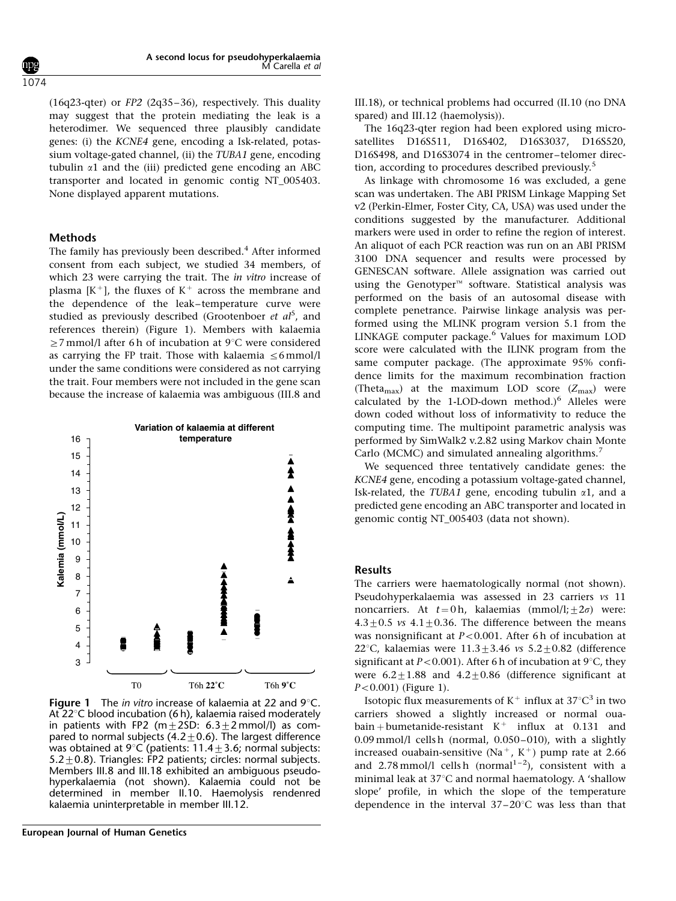(16q23-qter) or *FP2* (2q35–36), respectively. This duality may suggest that the protein mediating the leak is a heterodimer. We sequenced three plausibly candidate genes: (i) the *KCNE4* gene, encoding a Isk-related, potassium voltage-gated channel, (ii) the *TUBA1* gene, encoding tubulin α1 and the (iii) predicted gene encoding an ABC transporter and located in genomic contig NT_005403. None displayed apparent mutations.

## Methods

The family has previously been described.[4] After informed consent from each subject, we studied 34 members, of which 23 were carrying the trait. The *in vitro* increase of plasma [$K^+$], the fluxes of $K^+$ across the membrane and the dependence of the leak–temperature curve were studied as previously described (Grootenboer *et al*[5], and references therein) (Figure 1). Members with kalaemia ≥7 mmol/l after 6 h of incubation at 9°C were considered as carrying the FP trait. Those with kalaemia ≤6 mmol/l under the same conditions were considered as not carrying the trait. Four members were not included in the gene scan because the increase of kalaemia was ambiguous (III.8 and III.18), or technical problems had occurred (II.10 (no DNA spared) and III.12 (haemolysis)).

Figure 1 The *in vitro* increase of kalaemia at 22 and 9°C. At 22°C blood incubation (6 h), kalaemia raised moderately in patients with FP2 (m±2SD: 6.3±2 mmol/l) as compared to normal subjects (4.2±0.6). The largest difference was obtained at 9°C (patients: 11.4±3.6; normal subjects: 5.2±0.8). Triangles: FP2 patients; circles: normal subjects. Members III.8 and III.18 exhibited an ambiguous pseudohyperkalaemia (not shown). Kalaemia could not be determined in member II.10. Haemolysis rendenred kalaemia uninterpretable in member III.12.

The 16q23-qter region had been explored using microsatellites D16S511, D16S402, D16S3037, D16S520, D16S498, and D16S3074 in the centromer–telomer direction, according to procedures described previously.[5]

As linkage with chromosome 16 was excluded, a gene scan was undertaken. The ABI PRISM Linkage Mapping Set v2 (Perkin-Elmer, Foster City, CA, USA) was used under the conditions suggested by the manufacturer. Additional markers were used in order to refine the region of interest. An aliquot of each PCR reaction was run on an ABI PRISM 3100 DNA sequencer and results were processed by GENESCAN software. Allele assignation was carried out using the Genotyper™ software. Statistical analysis was performed on the basis of an autosomal disease with complete penetrance. Pairwise linkage analysis was performed using the MLINK program version 5.1 from the LINKAGE computer package.[6] Values for maximum LOD score were calculated with the ILINK program from the same computer package. (The approximate 95% confidence limits for the maximum recombination fraction ($Theta_{max}$) at the maximum LOD score ($Z_{max}$) were calculated by the 1-LOD-down method.)[6] Alleles were down coded without loss of informativity to reduce the computing time. The multipoint parametric analysis was performed by SimWalk2 v.2.82 using Markov chain Monte Carlo (MCMC) and simulated annealing algorithms.[7]

We sequenced three tentatively candidate genes: the *KCNE4* gene, encoding a potassium voltage-gated channel, Isk-related, the *TUBA1* gene, encoding tubulin α1, and a predicted gene encoding an ABC transporter and located in genomic contig NT_005403 (data not shown).

## Results

The carriers were haematologically normal (not shown). Pseudohyperkalaemia was assessed in 23 carriers *vs* 11 noncarriers. At $t = 0$ h, kalaemias (mmol/l; $\pm 2\sigma$) were: $4.3 \pm 0.5$ *vs* $4.1 \pm 0.36$. The difference between the means was nonsignificant at $P < 0.001$. After 6 h of incubation at 22°C, kalaemias were $11.3 \pm 3.46$ *vs* $5.2 \pm 0.82$ (difference significant at $P < 0.001$). After 6 h of incubation at 9°C, they were $6.2 \pm 1.88$ and $4.2 \pm 0.86$ (difference significant at $P < 0.001$) (Figure 1).

Isotopic flux measurements of $K^+$ influx at 37°C[3] in two carriers showed a slightly increased or normal ouabain + bumetanide-resistant $K^+$ influx at 0.131 and 0.09 mmol/l cells h (normal, 0.050–010), with a slightly increased ouabain-sensitive ($Na^+$, $K^+$) pump rate at 2.66 and 2.78 mmol/l cells h (normal[1–2]), consistent with a minimal leak at 37°C and normal haematology. A 'shallow slope' profile, in which the slope of the temperature dependence in the interval 37–20°C was less than that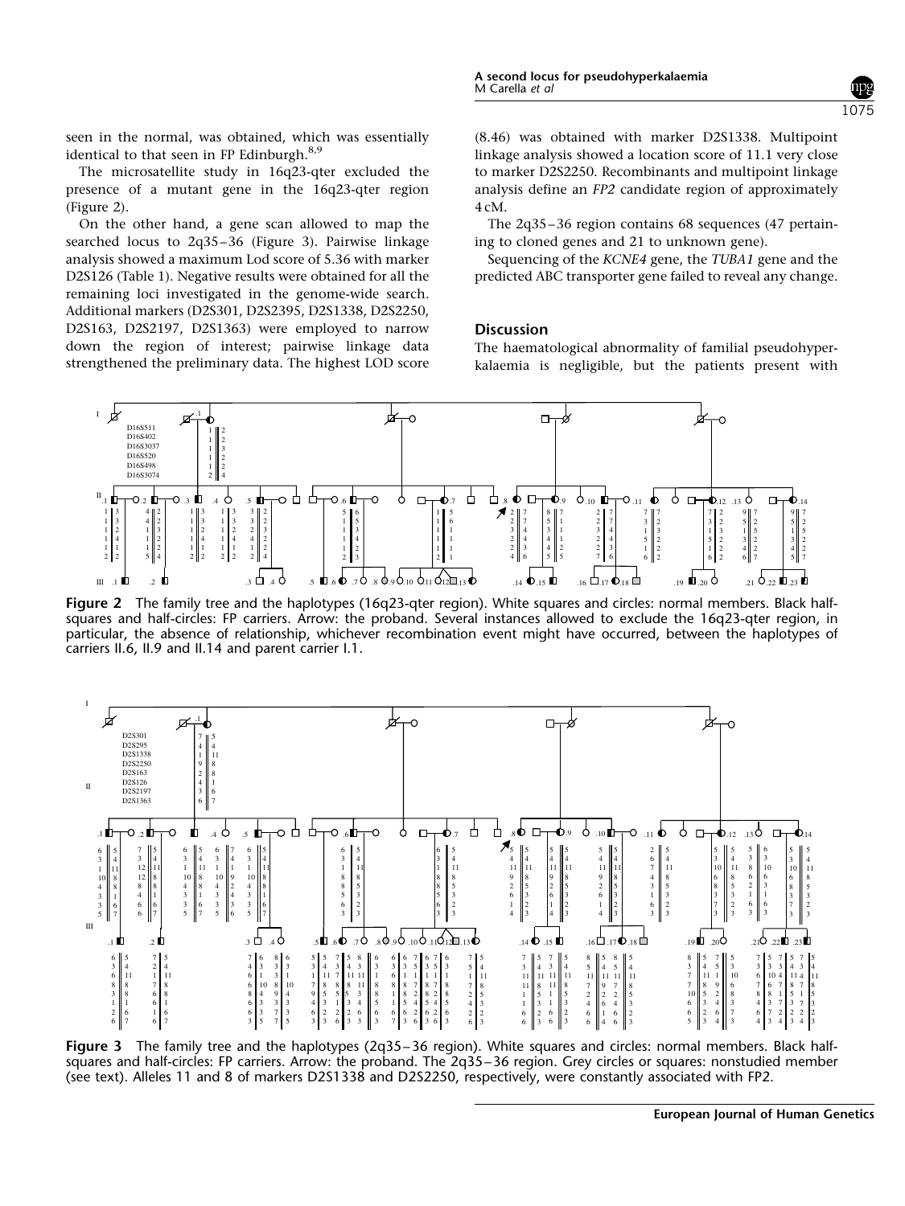seen in the normal, was obtained, which was essentially identical to that seen in FP Edinburgh.[8,9]

The microsatellite study in 16q23-qter excluded the presence of a mutant gene in the 16q23-qter region (Figure 2).

On the other hand, a gene scan allowed to map the searched locus to 2q35–36 (Figure 3). Pairwise linkage analysis showed a maximum Lod score of 5.36 with marker D2S126 (Table 1). Negative results were obtained for all the remaining loci investigated in the genome-wide search. Additional markers (D2S301, D2S2395, D2S1338, D2S2250, D2S163, D2S2197, D2S1363) were employed to narrow down the region of interest; pairwise linkage data strengthened the preliminary data. The highest LOD score (8.46) was obtained with marker D2S1338. Multipoint linkage analysis showed a location score of 11.1 very close to marker D2S2250. Recombinants and multipoint linkage analysis define an *FP2* candidate region of approximately 4 cM.

The 2q35–36 region contains 68 sequences (47 pertaining to cloned genes and 21 to unknown gene).

Sequencing of the *KCNE4* gene, the *TUBA1* gene and the predicted ABC transporter gene failed to reveal any change.

## Discussion

The haematological abnormality of familial pseudohyperkalaemia is negligible, but the patients present with

**Figure 2** The family tree and the haplotypes (16q23-qter region). White squares and circles: normal members. Black half-squares and half-circles: FP carriers. Arrow: the proband. Several instances allowed to exclude the 16q23-qter region, in particular, the absence of relationship, whichever recombination event might have occurred, between the haplotypes of carriers II.6, II.9 and II.14 and parent carrier I.1.

**Figure 3** The family tree and the haplotypes (2q35–36 region). White squares and circles: normal members. Black half-squares and half-circles: FP carriers. Arrow: the proband. The 2q35–36 region. Grey circles or squares: nonstudied member (see text). Alleles 11 and 8 of markers D2S1338 and D2S2250, respectively, were constantly associated with FP2.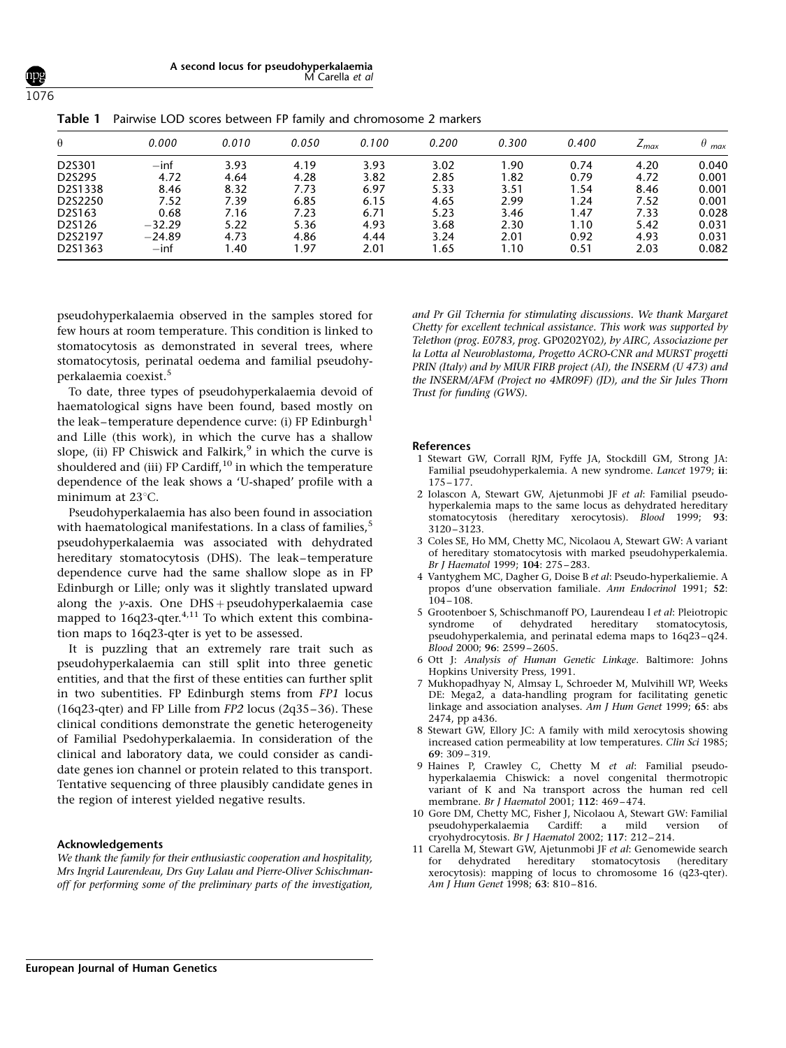**Table 1** Pairwise LOD scores between FP family and chromosome 2 markers

| θ | 0.000 | 0.010 | 0.050 | 0.100 | 0.200 | 0.300 | 0.400 | $Z_{max}$ | $\theta_{max}$ |
|---|---|---|---|---|---|---|---|---|---|
| D2S301 | −inf | 3.93 | 4.19 | 3.93 | 3.02 | 1.90 | 0.74 | 4.20 | 0.040 |
| D2S295 | 4.72 | 4.64 | 4.28 | 3.82 | 2.85 | 1.82 | 0.79 | 4.72 | 0.001 |
| D2S1338 | 8.46 | 8.32 | 7.73 | 6.97 | 5.33 | 3.51 | 1.54 | 8.46 | 0.001 |
| D2S2250 | 7.52 | 7.39 | 6.85 | 6.15 | 4.65 | 2.99 | 1.24 | 7.52 | 0.001 |
| D2S163 | 0.68 | 7.16 | 7.23 | 6.71 | 5.23 | 3.46 | 1.47 | 7.33 | 0.028 |
| D2S126 | −32.29 | 5.22 | 5.36 | 4.93 | 3.68 | 2.30 | 1.10 | 5.42 | 0.031 |
| D2S2197 | −24.89 | 4.73 | 4.86 | 4.44 | 3.24 | 2.01 | 0.92 | 4.93 | 0.031 |
| D2S1363 | −inf | 1.40 | 1.97 | 2.01 | 1.65 | 1.10 | 0.51 | 2.03 | 0.082 |

pseudohyperkalaemia observed in the samples stored for few hours at room temperature. This condition is linked to stomatocytosis as demonstrated in several trees, where stomatocytosis, perinatal oedema and familial pseudohyperkalaemia coexist.[5]

To date, three types of pseudohyperkalaemia devoid of haematological signs have been found, based mostly on the leak–temperature dependence curve: (i) FP Edinburgh[1] and Lille (this work), in which the curve has a shallow slope, (ii) FP Chiswick and Falkirk,[9] in which the curve is shouldered and (iii) FP Cardiff,[10] in which the temperature dependence of the leak shows a 'U-shaped' profile with a minimum at 23°C.

Pseudohyperkalaemia has also been found in association with haematological manifestations. In a class of families,[5] pseudohyperkalaemia was associated with dehydrated hereditary stomatocytosis (DHS). The leak–temperature dependence curve had the same shallow slope as in FP Edinburgh or Lille; only was it slightly translated upward along the $y$-axis. One DHS + pseudohyperkalaemia case mapped to 16q23-qter.[4,11] To which extent this combination maps to 16q23-qter is yet to be assessed.

It is puzzling that an extremely rare trait such as pseudohyperkalaemia can still split into three genetic entities, and that the first of these entities can further split in two subentities. FP Edinburgh stems from *FP1* locus (16q23-qter) and FP Lille from *FP2* locus (2q35–36). These clinical conditions demonstrate the genetic heterogeneity of Familial Psedohyperkalaemia. In consideration of the clinical and laboratory data, we could consider as candidate genes ion channel or protein related to this transport. Tentative sequencing of three plausibly candidate genes in the region of interest yielded negative results.

#### Acknowledgements

*We thank the family for their enthusiastic cooperation and hospitality, Mrs Ingrid Laurendeau, Drs Guy Lalau and Pierre-Oliver Schischmanoff for performing some of the preliminary parts of the investigation, and Pr Gil Tchernia for stimulating discussions. We thank Margaret Chetty for excellent technical assistance. This work was supported by Telethon (prog. E0783, prog.* GP0202Y02*), by AIRC, Associazione per la Lotta al Neuroblastoma, Progetto ACRO-CNR and MURST progetti PRIN (Italy) and by MIUR FIRB project (AI), the INSERM (U 473) and the INSERM/AFM (Project no 4MR09F) (JD), and the Sir Jules Thorn Trust for funding (GWS).*

#### References

1. Stewart GW, Corrall RJM, Fyffe JA, Stockdill GM, Strong JA: Familial pseudohyperkalemia. A new syndrome. *Lancet* 1979; **ii**: 175–177.
2. Iolascon A, Stewart GW, Ajetunmobi JF *et al*: Familial pseudohyperkalemia maps to the same locus as dehydrated hereditary stomatocytosis (hereditary xerocytosis). *Blood* 1999; **93**: 3120–3123.
3. Coles SE, Ho MM, Chetty MC, Nicolaou A, Stewart GW: A variant of hereditary stomatocytosis with marked pseudohyperkalemia. *Br J Haematol* 1999; **104**: 275–283.
4. Vantyghem MC, Dagher G, Doise B *et al*: Pseudo-hyperkaliemie. A propos d'une observation familiale. *Ann Endocrinol* 1991; **52**: 104–108.
5. Grootenboer S, Schischmanoff PO, Laurendeau I *et al*: Pleiotropic syndrome of dehydrated hereditary stomatocytosis, pseudohyperkalemia, and perinatal edema maps to 16q23–q24. *Blood* 2000; **96**: 2599–2605.
6. Ott J: *Analysis of Human Genetic Linkage*. Baltimore: Johns Hopkins University Press, 1991.
7. Mukhopadhyay N, Almsay L, Schroeder M, Mulvihill WP, Weeks DE: Mega2, a data-handling program for facilitating genetic linkage and association analyses. *Am J Hum Genet* 1999; **65**: abs 2474, pp a436.
8. Stewart GW, Ellory JC: A family with mild xerocytosis showing increased cation permeability at low temperatures. *Clin Sci* 1985; **69**: 309–319.
9. Haines P, Crawley C, Chetty M *et al*: Familial pseudohyperkalaemia Chiswick: a novel congenital thermotropic variant of K and Na transport across the human red cell membrane. *Br J Haematol* 2001; **112**: 469–474.
10. Gore DM, Chetty MC, Fisher J, Nicolaou A, Stewart GW: Familial pseudohyperkalaemia Cardiff: a mild version of cryohydrocytosis. *Br J Haematol* 2002; **117**: 212–214.
11. Carella M, Stewart GW, Ajetunmobi JF *et al*: Genomewide search for dehydrated hereditary stomatocytosis (hereditary xerocytosis): mapping of locus to chromosome 16 (q23-qter). *Am J Hum Genet* 1998; **63**: 810–816.